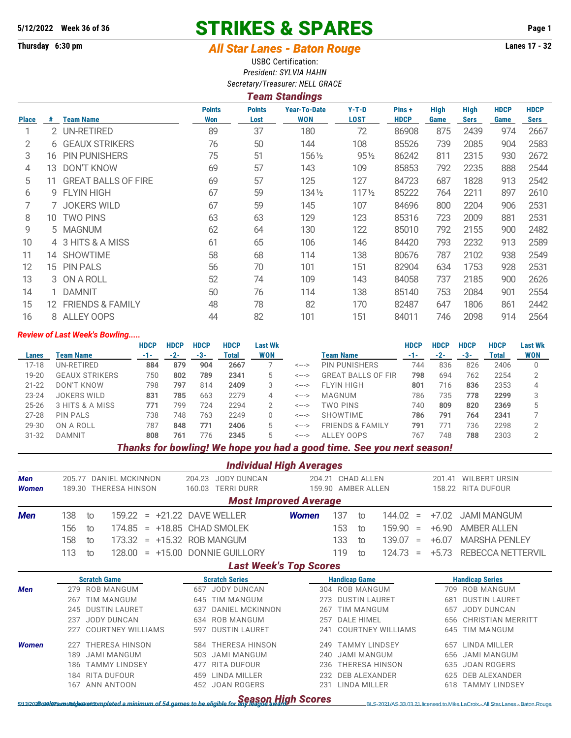5/12/2022 Week 36 of 36

# STRIKES & SPARES

Thursday 6:30 pm

## *All Star Lanes - Baton Rouge*

Lanes 17 - 32

USBC Certification:
*President: SYLVIA HAHN*
*Secretary/Treasurer: NELL GRACE*

### *Team Standings*

| Place | # | Team Name | Points Won | Points Lost | Year-To-Date WON | Y-T-D LOST | Pins + HDCP | High Game | High Sers | HDCP Game | HDCP Sers |
|---|---|---|---|---|---|---|---|---|---|---|---|
| 1 | 2 | UN-RETIRED | 89 | 37 | 180 | 72 | 86908 | 875 | 2439 | 974 | 2667 |
| 2 | 6 | GEAUX STRIKERS | 76 | 50 | 144 | 108 | 85526 | 739 | 2085 | 904 | 2583 |
| 3 | 16 | PIN PUNISHERS | 75 | 51 | 156½ | 95½ | 86242 | 811 | 2315 | 930 | 2672 |
| 4 | 13 | DON'T KNOW | 69 | 57 | 143 | 109 | 85853 | 792 | 2235 | 888 | 2544 |
| 5 | 11 | GREAT BALLS OF FIRE | 69 | 57 | 125 | 127 | 84723 | 687 | 1828 | 913 | 2542 |
| 6 | 9 | FLYIN HIGH | 67 | 59 | 134½ | 117½ | 85222 | 764 | 2211 | 897 | 2610 |
| 7 | 7 | JOKERS WILD | 67 | 59 | 145 | 107 | 84696 | 800 | 2204 | 906 | 2531 |
| 8 | 10 | TWO PINS | 63 | 63 | 129 | 123 | 85316 | 723 | 2009 | 881 | 2531 |
| 9 | 5 | MAGNUM | 62 | 64 | 130 | 122 | 85010 | 792 | 2155 | 900 | 2482 |
| 10 | 4 | 3 HITS & A MISS | 61 | 65 | 106 | 146 | 84420 | 793 | 2232 | 913 | 2589 |
| 11 | 14 | SHOWTIME | 58 | 68 | 114 | 138 | 80676 | 787 | 2102 | 938 | 2549 |
| 12 | 15 | PIN PALS | 56 | 70 | 101 | 151 | 82904 | 634 | 1753 | 928 | 2531 |
| 13 | 3 | ON A ROLL | 52 | 74 | 109 | 143 | 84058 | 737 | 2185 | 900 | 2626 |
| 14 | 1 | DAMNIT | 50 | 76 | 114 | 138 | 85140 | 753 | 2084 | 901 | 2554 |
| 15 | 12 | FRIENDS & FAMILY | 48 | 78 | 82 | 170 | 82487 | 647 | 1806 | 861 | 2442 |
| 16 | 8 | ALLEY OOPS | 44 | 82 | 101 | 151 | 84011 | 746 | 2098 | 914 | 2564 |

*Review of Last Week's Bowling.....*

| Lanes | Team Name | HDCP -1- | HDCP -2- | HDCP -3- | HDCP Total | Last Wk WON | | Team Name | HDCP -1- | HDCP -2- | HDCP -3- | HDCP Total | Last Wk WON |
|---|---|---|---|---|---|---|---|---|---|---|---|---|---|
| 17-18 | UN-RETIRED | **884** | **879** | **904** | **2667** | 7 | <---> | PIN PUNISHERS | 744 | 836 | 826 | 2406 | 0 |
| 19-20 | GEAUX STRIKERS | 750 | **802** | **789** | **2341** | 5 | <---> | GREAT BALLS OF FIR | **798** | 694 | 762 | 2254 | 2 |
| 21-22 | DON'T KNOW | 798 | **797** | 814 | **2409** | 3 | <---> | FLYIN HIGH | **801** | 716 | **836** | 2353 | 4 |
| 23-24 | JOKERS WILD | **831** | **785** | 663 | 2279 | 4 | <---> | MAGNUM | 786 | 735 | **778** | **2299** | 3 |
| 25-26 | 3 HITS & A MISS | **771** | 799 | 724 | 2294 | 2 | <---> | TWO PINS | 740 | **809** | **820** | **2369** | 5 |
| 27-28 | PIN PALS | 738 | 748 | 763 | 2249 | 0 | <---> | SHOWTIME | **786** | **791** | **764** | **2341** | 7 |
| 29-30 | ON A ROLL | 787 | **848** | **771** | **2406** | 5 | <---> | FRIENDS & FAMILY | **791** | 771 | 736 | 2298 | 2 |
| 31-32 | DAMNIT | **808** | **761** | 776 | **2345** | 5 | <---> | ALLEY OOPS | 767 | 748 | **788** | 2303 | 2 |

***Thanks for bowling! We hope you had a good time. See you next season!***

### *Individual High Averages*

| | | | | |
|---|---|---|---|---|
| *Men* | 205.77 DANIEL MCKINNON | 204.23 JODY DUNCAN | 204.21 CHAD ALLEN | 201.41 WILBERT URSIN |
| *Women* | 189.30 THERESA HINSON | 160.03 TERRI DURR | 159.90 AMBER ALLEN | 158.22 RITA DUFOUR |

### *Most Improved Average*

| | | | | | | | | | | | | | |
|---|---|---|---|---|---|---|---|---|---|---|---|---|---|
| *Men* | 138 | to | 159.22 | = +21.22 | DAVE WELLER | *Women* | 137 | to | 144.02 | = | +7.02 | JAMI MANGUM |
| | 156 | to | 174.85 | = +18.85 | CHAD SMOLEK | | 153 | to | 159.90 | = | +6.90 | AMBER ALLEN |
| | 158 | to | 173.32 | = +15.32 | ROB MANGUM | | 133 | to | 139.07 | = | +6.07 | MARSHA PENLEY |
| | 113 | to | 128.00 | = +15.00 | DONNIE GUILLORY | | 119 | to | 124.73 | = | +5.73 | REBECCA NETTERVIL |

### *Last Week's Top Scores*

| | Scratch Game | Scratch Series | Handicap Game | Handicap Series |
|---|---|---|---|---|
| *Men* | 279 ROB MANGUM | 657 JODY DUNCAN | 304 ROB MANGUM | 709 ROB MANGUM |
| | 267 TIM MANGUM | 645 TIM MANGUM | 273 DUSTIN LAURET | 681 DUSTIN LAURET |
| | 245 DUSTIN LAURET | 637 DANIEL MCKINNON | 267 TIM MANGUM | 657 JODY DUNCAN |
| | 237 JODY DUNCAN | 634 ROB MANGUM | 257 DALE HIMEL | 656 CHRISTIAN MERRITT |
| | 227 COURTNEY WILLIAMS | 597 DUSTIN LAURET | 241 COURTNEY WILLIAMS | 645 TIM MANGUM |
| *Women* | 227 THERESA HINSON | 584 THERESA HINSON | 249 TAMMY LINDSEY | 657 LINDA MILLER |
| | 189 JAMI MANGUM | 503 JAMI MANGUM | 240 JAMI MANGUM | 656 JAMI MANGUM |
| | 186 TAMMY LINDSEY | 477 RITA DUFOUR | 236 THERESA HINSON | 635 JOAN ROGERS |
| | 184 RITA DUFOUR | 459 LINDA MILLER | 232 DEB ALEXANDER | 625 DEB ALEXANDER |
| | 167 ANN ANTOON | 452 JOAN ROGERS | 231 LINDA MILLER | 618 TAMMY LINDSEY |

### *Season High Scores*

*Bowlers must have completed a minimum of 54 games to be eligible for any league award.*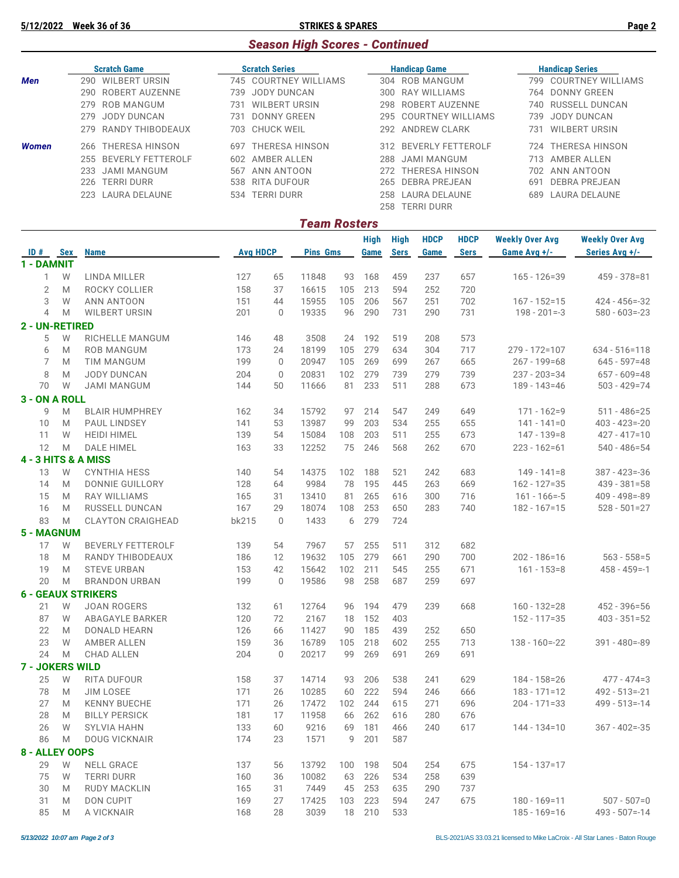## Season High Scores - Continued

| | Scratch Game | Scratch Series | Handicap Game | Handicap Series |
|---|---|---|---|---|
| **Men** | 290 WILBERT URSIN | 745 COURTNEY WILLIAMS | 304 ROB MANGUM | 799 COURTNEY WILLIAMS |
| | 290 ROBERT AUZENNE | 739 JODY DUNCAN | 300 RAY WILLIAMS | 764 DONNY GREEN |
| | 279 ROB MANGUM | 731 WILBERT URSIN | 298 ROBERT AUZENNE | 740 RUSSELL DUNCAN |
| | 279 JODY DUNCAN | 731 DONNY GREEN | 295 COURTNEY WILLIAMS | 739 JODY DUNCAN |
| | 279 RANDY THIBODEAUX | 703 CHUCK WEIL | 292 ANDREW CLARK | 731 WILBERT URSIN |
| **Women** | 266 THERESA HINSON | 697 THERESA HINSON | 312 BEVERLY FETTEROLF | 724 THERESA HINSON |
| | 255 BEVERLY FETTEROLF | 602 AMBER ALLEN | 288 JAMI MANGUM | 713 AMBER ALLEN |
| | 233 JAMI MANGUM | 567 ANN ANTOON | 272 THERESA HINSON | 702 ANN ANTOON |
| | 226 TERRI DURR | 538 RITA DUFOUR | 265 DEBRA PREJEAN | 691 DEBRA PREJEAN |
| | 223 LAURA DELAUNE | 534 TERRI DURR | 258 LAURA DELAUNE | 689 LAURA DELAUNE |
| | | | 258 TERRI DURR | |

## Team Rosters

| ID # | Sex | Name | Avg | HDCP | Pins | Gms | High Game | High Sers | HDCP Game | HDCP Sers | Weekly Over Avg Game Avg +/- | Weekly Over Avg Series Avg +/- |
|---|---|---|---|---|---|---|---|---|---|---|---|---|
| **1 - DAMNIT** | | | | | | | | | | | | |
| 1 | W | LINDA MILLER | 127 | 65 | 11848 | 93 | 168 | 459 | 237 | 657 | 165 - 126=39 | 459 - 378=81 |
| 2 | M | ROCKY COLLIER | 158 | 37 | 16615 | 105 | 213 | 594 | 252 | 720 | | |
| 3 | W | ANN ANTOON | 151 | 44 | 15955 | 105 | 206 | 567 | 251 | 702 | 167 - 152=15 | 424 - 456=-32 |
| 4 | M | WILBERT URSIN | 201 | 0 | 19335 | 96 | 290 | 731 | 290 | 731 | 198 - 201=-3 | 580 - 603=-23 |
| **2 - UN-RETIRED** | | | | | | | | | | | | |
| 5 | W | RICHELLE MANGUM | 146 | 48 | 3508 | 24 | 192 | 519 | 208 | 573 | | |
| 6 | M | ROB MANGUM | 173 | 24 | 18199 | 105 | 279 | 634 | 304 | 717 | 279 - 172=107 | 634 - 516=118 |
| 7 | M | TIM MANGUM | 199 | 0 | 20947 | 105 | 269 | 699 | 267 | 665 | 267 - 199=68 | 645 - 597=48 |
| 8 | M | JODY DUNCAN | 204 | 0 | 20831 | 102 | 279 | 739 | 279 | 739 | 237 - 203=34 | 657 - 609=48 |
| 70 | W | JAMI MANGUM | 144 | 50 | 11666 | 81 | 233 | 511 | 288 | 673 | 189 - 143=46 | 503 - 429=74 |
| **3 - ON A ROLL** | | | | | | | | | | | | |
| 9 | M | BLAIR HUMPHREY | 162 | 34 | 15792 | 97 | 214 | 547 | 249 | 649 | 171 - 162=9 | 511 - 486=25 |
| 10 | M | PAUL LINDSEY | 141 | 53 | 13987 | 99 | 203 | 534 | 255 | 655 | 141 - 141=0 | 403 - 423=-20 |
| 11 | W | HEIDI HIMEL | 139 | 54 | 15084 | 108 | 203 | 511 | 255 | 673 | 147 - 139=8 | 427 - 417=10 |
| 12 | M | DALE HIMEL | 163 | 33 | 12252 | 75 | 246 | 568 | 262 | 670 | 223 - 162=61 | 540 - 486=54 |
| **4 - 3 HITS & A MISS** | | | | | | | | | | | | |
| 13 | W | CYNTHIA HESS | 140 | 54 | 14375 | 102 | 188 | 521 | 242 | 683 | 149 - 141=8 | 387 - 423=-36 |
| 14 | M | DONNIE GUILLORY | 128 | 64 | 9984 | 78 | 195 | 445 | 263 | 669 | 162 - 127=35 | 439 - 381=58 |
| 15 | M | RAY WILLIAMS | 165 | 31 | 13410 | 81 | 265 | 616 | 300 | 716 | 161 - 166=-5 | 409 - 498=-89 |
| 16 | M | RUSSELL DUNCAN | 167 | 29 | 18074 | 108 | 253 | 650 | 283 | 740 | 182 - 167=15 | 528 - 501=27 |
| 83 | M | CLAYTON CRAIGHEAD | bk215 | 0 | 1433 | 6 | 279 | 724 | | | | |
| **5 - MAGNUM** | | | | | | | | | | | | |
| 17 | W | BEVERLY FETTEROLF | 139 | 54 | 7967 | 57 | 255 | 511 | 312 | 682 | | |
| 18 | M | RANDY THIBODEAUX | 186 | 12 | 19632 | 105 | 279 | 661 | 290 | 700 | 202 - 186=16 | 563 - 558=5 |
| 19 | M | STEVE URBAN | 153 | 42 | 15642 | 102 | 211 | 545 | 255 | 671 | 161 - 153=8 | 458 - 459=-1 |
| 20 | M | BRANDON URBAN | 199 | 0 | 19586 | 98 | 258 | 687 | 259 | 697 | | |
| **6 - GEAUX STRIKERS** | | | | | | | | | | | | |
| 21 | W | JOAN ROGERS | 132 | 61 | 12764 | 96 | 194 | 479 | 239 | 668 | 160 - 132=28 | 452 - 396=56 |
| 87 | W | ABAGAYLE BARKER | 120 | 72 | 2167 | 18 | 152 | 403 | | | 152 - 117=35 | 403 - 351=52 |
| 22 | M | DONALD HEARN | 126 | 66 | 11427 | 90 | 185 | 439 | 252 | 650 | | |
| 23 | W | AMBER ALLEN | 159 | 36 | 16789 | 105 | 218 | 602 | 255 | 713 | 138 - 160=-22 | 391 - 480=-89 |
| 24 | M | CHAD ALLEN | 204 | 0 | 20217 | 99 | 269 | 691 | 269 | 691 | | |
| **7 - JOKERS WILD** | | | | | | | | | | | | |
| 25 | W | RITA DUFOUR | 158 | 37 | 14714 | 93 | 206 | 538 | 241 | 629 | 184 - 158=26 | 477 - 474=3 |
| 78 | M | JIM LOSEE | 171 | 26 | 10285 | 60 | 222 | 594 | 246 | 666 | 183 - 171=12 | 492 - 513=-21 |
| 27 | M | KENNY BUECHE | 171 | 26 | 17472 | 102 | 244 | 615 | 271 | 696 | 204 - 171=33 | 499 - 513=-14 |
| 28 | M | BILLY PERSICK | 181 | 17 | 11958 | 66 | 262 | 616 | 280 | 676 | | |
| 26 | W | SYLVIA HAHN | 133 | 60 | 9216 | 69 | 181 | 466 | 240 | 617 | 144 - 134=10 | 367 - 402=-35 |
| 86 | M | DOUG VICKNAIR | 174 | 23 | 1571 | 9 | 201 | 587 | | | | |
| **8 - ALLEY OOPS** | | | | | | | | | | | | |
| 29 | W | NELL GRACE | 137 | 56 | 13792 | 100 | 198 | 504 | 254 | 675 | 154 - 137=17 | |
| 75 | W | TERRI DURR | 160 | 36 | 10082 | 63 | 226 | 534 | 258 | 639 | | |
| 30 | M | RUDY MACKLIN | 165 | 31 | 7449 | 45 | 253 | 635 | 290 | 737 | | |
| 31 | M | DON CUPIT | 169 | 27 | 17425 | 103 | 223 | 594 | 247 | 675 | 180 - 169=11 | 507 - 507=0 |
| 85 | M | A VICKNAIR | 168 | 28 | 3039 | 18 | 210 | 533 | | | 185 - 169=16 | 493 - 507=-14 |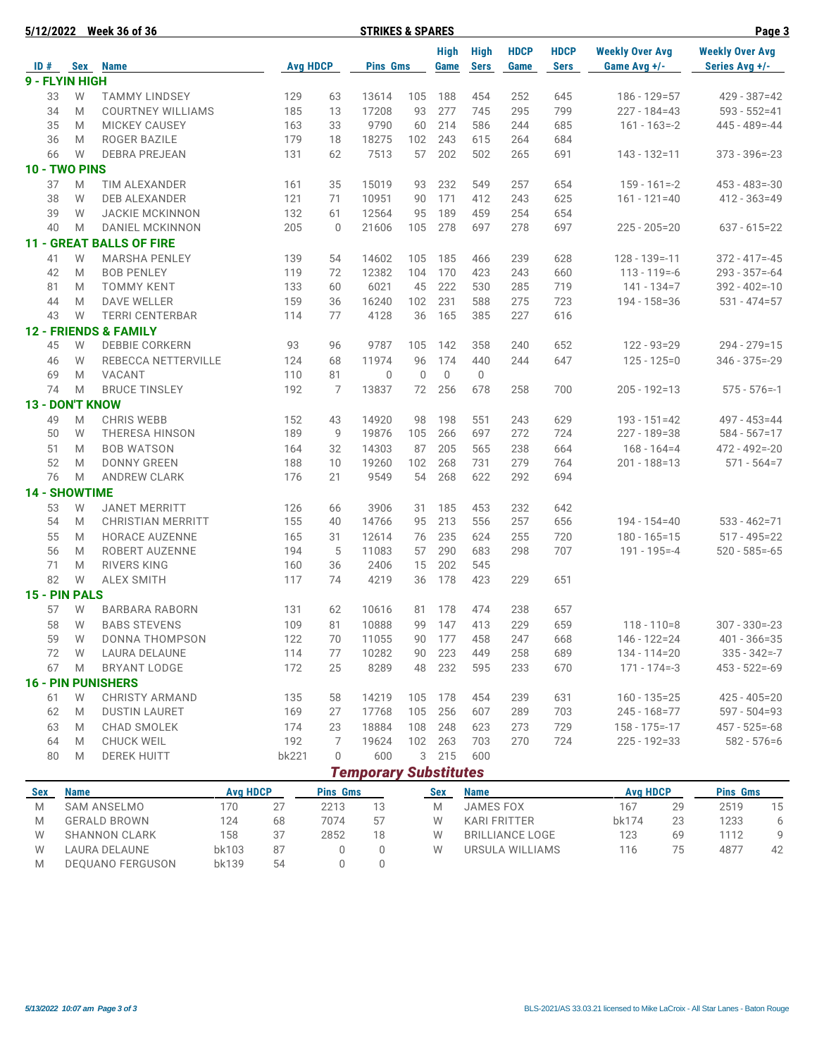**5/12/2022 Week 36 of 36** **STRIKES & SPARES**

| ID # | Sex | Name | Avg | HDCP | Pins | Gms | High Game | High Sers | HDCP Game | HDCP Sers | Weekly Over Avg Game Avg +/- | Weekly Over Avg Series Avg +/- |
|---|---|---|---|---|---|---|---|---|---|---|---|---|
| **9 - FLYIN HIGH** | | | | | | | | | | | | |
| 33 | W | TAMMY LINDSEY | 129 | 63 | 13614 | 105 | 188 | 454 | 252 | 645 | 186 - 129=57 | 429 - 387=42 |
| 34 | M | COURTNEY WILLIAMS | 185 | 13 | 17208 | 93 | 277 | 745 | 295 | 799 | 227 - 184=43 | 593 - 552=41 |
| 35 | M | MICKEY CAUSEY | 163 | 33 | 9790 | 60 | 214 | 586 | 244 | 685 | 161 - 163=-2 | 445 - 489=-44 |
| 36 | M | ROGER BAZILE | 179 | 18 | 18275 | 102 | 243 | 615 | 264 | 684 | | |
| 66 | W | DEBRA PREJEAN | 131 | 62 | 7513 | 57 | 202 | 502 | 265 | 691 | 143 - 132=11 | 373 - 396=-23 |
| **10 - TWO PINS** | | | | | | | | | | | | |
| 37 | M | TIM ALEXANDER | 161 | 35 | 15019 | 93 | 232 | 549 | 257 | 654 | 159 - 161=-2 | 453 - 483=-30 |
| 38 | W | DEB ALEXANDER | 121 | 71 | 10951 | 90 | 171 | 412 | 243 | 625 | 161 - 121=40 | 412 - 363=49 |
| 39 | W | JACKIE MCKINNON | 132 | 61 | 12564 | 95 | 189 | 459 | 254 | 654 | | |
| 40 | M | DANIEL MCKINNON | 205 | 0 | 21606 | 105 | 278 | 697 | 278 | 697 | 225 - 205=20 | 637 - 615=22 |
| **11 - GREAT BALLS OF FIRE** | | | | | | | | | | | | |
| 41 | W | MARSHA PENLEY | 139 | 54 | 14602 | 105 | 185 | 466 | 239 | 628 | 128 - 139=-11 | 372 - 417=-45 |
| 42 | M | BOB PENLEY | 119 | 72 | 12382 | 104 | 170 | 423 | 243 | 660 | 113 - 119=-6 | 293 - 357=-64 |
| 81 | M | TOMMY KENT | 133 | 60 | 6021 | 45 | 222 | 530 | 285 | 719 | 141 - 134=7 | 392 - 402=-10 |
| 44 | M | DAVE WELLER | 159 | 36 | 16240 | 102 | 231 | 588 | 275 | 723 | 194 - 158=36 | 531 - 474=57 |
| 43 | W | TERRI CENTERBAR | 114 | 77 | 4128 | 36 | 165 | 385 | 227 | 616 | | |
| **12 - FRIENDS & FAMILY** | | | | | | | | | | | | |
| 45 | W | DEBBIE CORKERN | 93 | 96 | 9787 | 105 | 142 | 358 | 240 | 652 | 122 - 93=29 | 294 - 279=15 |
| 46 | W | REBECCA NETTERVILLE | 124 | 68 | 11974 | 96 | 174 | 440 | 244 | 647 | 125 - 125=0 | 346 - 375=-29 |
| 69 | M | VACANT | 110 | 81 | 0 | 0 | 0 | 0 | | | | |
| 74 | M | BRUCE TINSLEY | 192 | 7 | 13837 | 72 | 256 | 678 | 258 | 700 | 205 - 192=13 | 575 - 576=-1 |
| **13 - DON'T KNOW** | | | | | | | | | | | | |
| 49 | M | CHRIS WEBB | 152 | 43 | 14920 | 98 | 198 | 551 | 243 | 629 | 193 - 151=42 | 497 - 453=44 |
| 50 | W | THERESA HINSON | 189 | 9 | 19876 | 105 | 266 | 697 | 272 | 724 | 227 - 189=38 | 584 - 567=17 |
| 51 | M | BOB WATSON | 164 | 32 | 14303 | 87 | 205 | 565 | 238 | 664 | 168 - 164=4 | 472 - 492=-20 |
| 52 | M | DONNY GREEN | 188 | 10 | 19260 | 102 | 268 | 731 | 279 | 764 | 201 - 188=13 | 571 - 564=7 |
| 76 | M | ANDREW CLARK | 176 | 21 | 9549 | 54 | 268 | 622 | 292 | 694 | | |
| **14 - SHOWTIME** | | | | | | | | | | | | |
| 53 | W | JANET MERRITT | 126 | 66 | 3906 | 31 | 185 | 453 | 232 | 642 | | |
| 54 | M | CHRISTIAN MERRITT | 155 | 40 | 14766 | 95 | 213 | 556 | 257 | 656 | 194 - 154=40 | 533 - 462=71 |
| 55 | M | HORACE AUZENNE | 165 | 31 | 12614 | 76 | 235 | 624 | 255 | 720 | 180 - 165=15 | 517 - 495=22 |
| 56 | M | ROBERT AUZENNE | 194 | 5 | 11083 | 57 | 290 | 683 | 298 | 707 | 191 - 195=-4 | 520 - 585=-65 |
| 71 | M | RIVERS KING | 160 | 36 | 2406 | 15 | 202 | 545 | | | | |
| 82 | W | ALEX SMITH | 117 | 74 | 4219 | 36 | 178 | 423 | 229 | 651 | | |
| **15 - PIN PALS** | | | | | | | | | | | | |
| 57 | W | BARBARA RABORN | 131 | 62 | 10616 | 81 | 178 | 474 | 238 | 657 | | |
| 58 | W | BABS STEVENS | 109 | 81 | 10888 | 99 | 147 | 413 | 229 | 659 | 118 - 110=8 | 307 - 330=-23 |
| 59 | W | DONNA THOMPSON | 122 | 70 | 11055 | 90 | 177 | 458 | 247 | 668 | 146 - 122=24 | 401 - 366=35 |
| 72 | W | LAURA DELAUNE | 114 | 77 | 10282 | 90 | 223 | 449 | 258 | 689 | 134 - 114=20 | 335 - 342=-7 |
| 67 | M | BRYANT LODGE | 172 | 25 | 8289 | 48 | 232 | 595 | 233 | 670 | 171 - 174=-3 | 453 - 522=-69 |
| **16 - PIN PUNISHERS** | | | | | | | | | | | | |
| 61 | W | CHRISTY ARMAND | 135 | 58 | 14219 | 105 | 178 | 454 | 239 | 631 | 160 - 135=25 | 425 - 405=20 |
| 62 | M | DUSTIN LAURET | 169 | 27 | 17768 | 105 | 256 | 607 | 289 | 703 | 245 - 168=77 | 597 - 504=93 |
| 63 | M | CHAD SMOLEK | 174 | 23 | 18884 | 108 | 248 | 623 | 273 | 729 | 158 - 175=-17 | 457 - 525=-68 |
| 64 | M | CHUCK WEIL | 192 | 7 | 19624 | 102 | 263 | 703 | 270 | 724 | 225 - 192=33 | 582 - 576=6 |
| 80 | M | DEREK HUITT | bk221 | 0 | 600 | 3 | 215 | 600 | | | | |

### *Temporary Substitutes*

| Sex | Name | Avg | HDCP | Pins | Gms |
|---|---|---|---|---|---|
| M | SAM ANSELMO | 170 | 27 | 2213 | 13 |
| M | GERALD BROWN | 124 | 68 | 7074 | 57 |
| W | SHANNON CLARK | 158 | 37 | 2852 | 18 |
| W | LAURA DELAUNE | bk103 | 87 | 0 | 0 |
| M | DEQUANO FERGUSON | bk139 | 54 | 0 | 0 |
| M | JAMES FOX | 167 | 29 | 2519 | 15 |
| W | KARI FRITTER | bk174 | 23 | 1233 | 6 |
| W | BRILLIANCE LOGE | 123 | 69 | 1112 | 9 |
| W | URSULA WILLIAMS | 116 | 75 | 4877 | 42 |

*5/13/2022 10:07 am*

BLS-2021/AS 33.03.21 licensed to Mike LaCroix - All Star Lanes - Baton Rouge